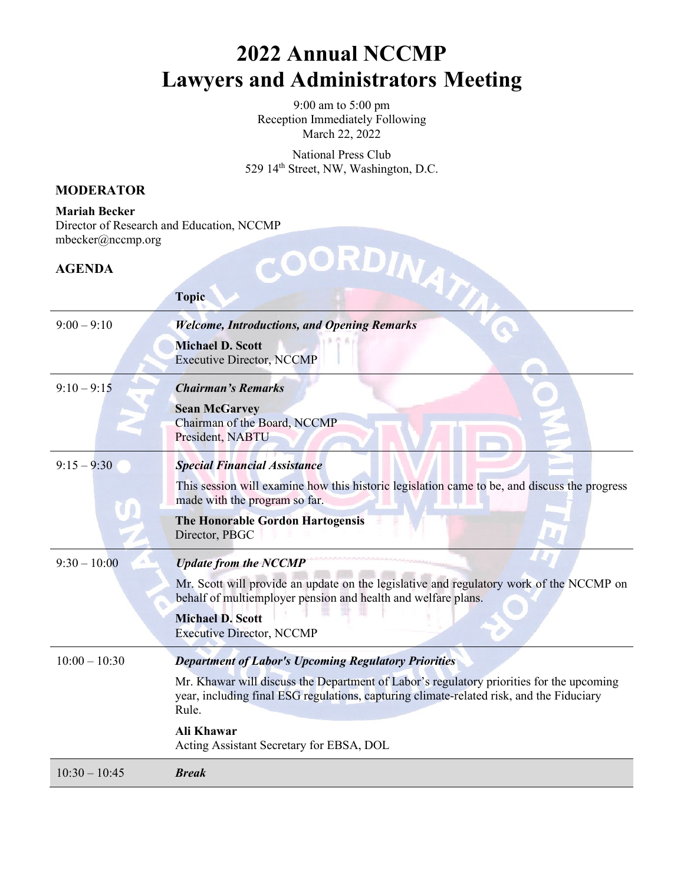# 2022 Annual NCCMP Lawyers and Administrators Meeting

9:00 am to 5:00 pm
Reception Immediately Following
March 22, 2022

National Press Club
529 14th Street, NW, Washington, D.C.

## MODERATOR

**Mariah Becker**
Director of Research and Education, NCCMP
mbecker@nccmp.org

## AGENDA

| | Topic |
|---|---|
| 9:00 – 9:10 | ***Welcome, Introductions, and Opening Remarks***<br><br>**Michael D. Scott**<br>Executive Director, NCCMP |
| 9:10 – 9:15 | ***Chairman's Remarks***<br><br>**Sean McGarvey**<br>Chairman of the Board, NCCMP<br>President, NABTU |
| 9:15 – 9:30 | ***Special Financial Assistance***<br><br>This session will examine how this historic legislation came to be, and discuss the progress made with the program so far.<br><br>**The Honorable Gordon Hartogensis**<br>Director, PBGC |
| 9:30 – 10:00 | ***Update from the NCCMP***<br><br>Mr. Scott will provide an update on the legislative and regulatory work of the NCCMP on behalf of multiemployer pension and health and welfare plans.<br><br>**Michael D. Scott**<br>Executive Director, NCCMP |
| 10:00 – 10:30 | ***Department of Labor's Upcoming Regulatory Priorities***<br><br>Mr. Khawar will discuss the Department of Labor's regulatory priorities for the upcoming year, including final ESG regulations, capturing climate-related risk, and the Fiduciary Rule.<br><br>**Ali Khawar**<br>Acting Assistant Secretary for EBSA, DOL |
| 10:30 – 10:45 | ***Break*** |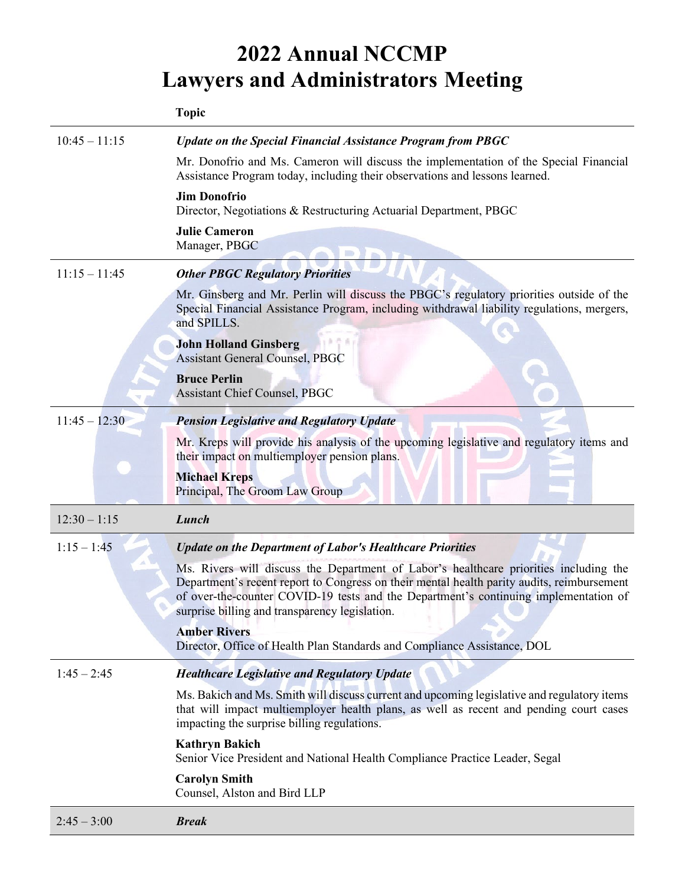# 2022 Annual NCCMP Lawyers and Administrators Meeting

| | Topic |
|---|---|
| 10:45 – 11:15 | ***Update on the Special Financial Assistance Program from PBGC***<br><br>Mr. Donofrio and Ms. Cameron will discuss the implementation of the Special Financial Assistance Program today, including their observations and lessons learned.<br><br>**Jim Donofrio**<br>Director, Negotiations & Restructuring Actuarial Department, PBGC<br><br>**Julie Cameron**<br>Manager, PBGC |
| 11:15 – 11:45 | ***Other PBGC Regulatory Priorities***<br><br>Mr. Ginsberg and Mr. Perlin will discuss the PBGC's regulatory priorities outside of the Special Financial Assistance Program, including withdrawal liability regulations, mergers, and SPILLS.<br><br>**John Holland Ginsberg**<br>Assistant General Counsel, PBGC<br><br>**Bruce Perlin**<br>Assistant Chief Counsel, PBGC |
| 11:45 – 12:30 | ***Pension Legislative and Regulatory Update***<br><br>Mr. Kreps will provide his analysis of the upcoming legislative and regulatory items and their impact on multiemployer pension plans.<br><br>**Michael Kreps**<br>Principal, The Groom Law Group |
| 12:30 – 1:15 | ***Lunch*** |
| 1:15 – 1:45 | ***Update on the Department of Labor's Healthcare Priorities***<br><br>Ms. Rivers will discuss the Department of Labor's healthcare priorities including the Department's recent report to Congress on their mental health parity audits, reimbursement of over-the-counter COVID-19 tests and the Department's continuing implementation of surprise billing and transparency legislation.<br><br>**Amber Rivers**<br>Director, Office of Health Plan Standards and Compliance Assistance, DOL |
| 1:45 – 2:45 | ***Healthcare Legislative and Regulatory Update***<br><br>Ms. Bakich and Ms. Smith will discuss current and upcoming legislative and regulatory items that will impact multiemployer health plans, as well as recent and pending court cases impacting the surprise billing regulations.<br><br>**Kathryn Bakich**<br>Senior Vice President and National Health Compliance Practice Leader, Segal<br><br>**Carolyn Smith**<br>Counsel, Alston and Bird LLP |
| 2:45 – 3:00 | ***Break*** |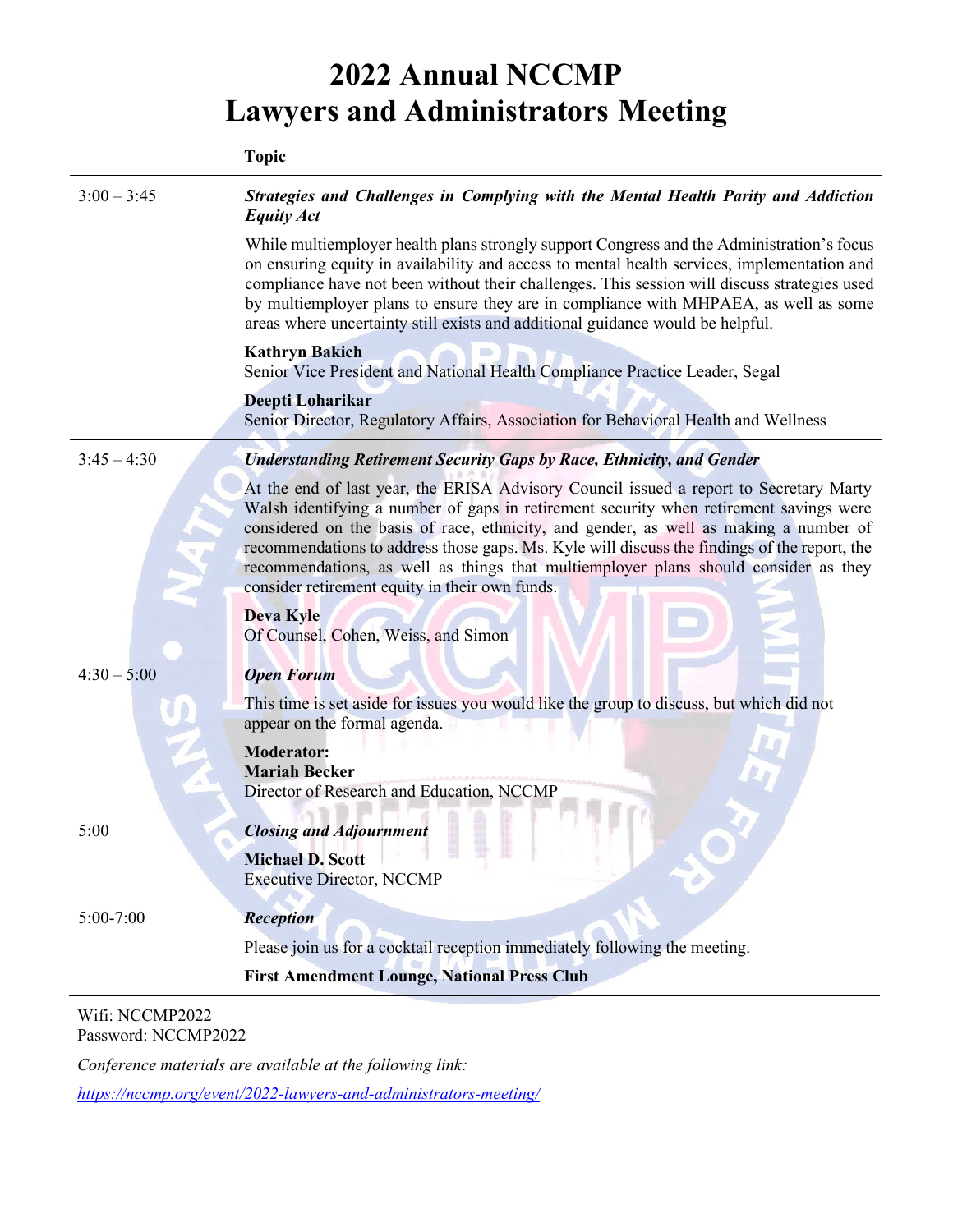# 2022 Annual NCCMP Lawyers and Administrators Meeting

| | **Topic** |
|---|---|
| 3:00 – 3:45 | ***Strategies and Challenges in Complying with the Mental Health Parity and Addiction Equity Act***<br><br>While multiemployer health plans strongly support Congress and the Administration's focus on ensuring equity in availability and access to mental health services, implementation and compliance have not been without their challenges. This session will discuss strategies used by multiemployer plans to ensure they are in compliance with MHPAEA, as well as some areas where uncertainty still exists and additional guidance would be helpful.<br><br>**Kathryn Bakich**<br>Senior Vice President and National Health Compliance Practice Leader, Segal<br><br>**Deepti Loharikar**<br>Senior Director, Regulatory Affairs, Association for Behavioral Health and Wellness |
| 3:45 – 4:30 | ***Understanding Retirement Security Gaps by Race, Ethnicity, and Gender***<br><br>At the end of last year, the ERISA Advisory Council issued a report to Secretary Marty Walsh identifying a number of gaps in retirement security when retirement savings were considered on the basis of race, ethnicity, and gender, as well as making a number of recommendations to address those gaps. Ms. Kyle will discuss the findings of the report, the recommendations, as well as things that multiemployer plans should consider as they consider retirement equity in their own funds.<br><br>**Deva Kyle**<br>Of Counsel, Cohen, Weiss, and Simon |
| 4:30 – 5:00 | ***Open Forum***<br><br>This time is set aside for issues you would like the group to discuss, but which did not appear on the formal agenda.<br><br>**Moderator:**<br>**Mariah Becker**<br>Director of Research and Education, NCCMP |
| 5:00 | ***Closing and Adjournment***<br><br>**Michael D. Scott**<br>Executive Director, NCCMP |
| 5:00-7:00 | ***Reception***<br><br>Please join us for a cocktail reception immediately following the meeting.<br><br>**First Amendment Lounge, National Press Club** |

Wifi: NCCMP2022
Password: NCCMP2022

*Conference materials are available at the following link:*

*https://nccmp.org/event/2022-lawyers-and-administrators-meeting/*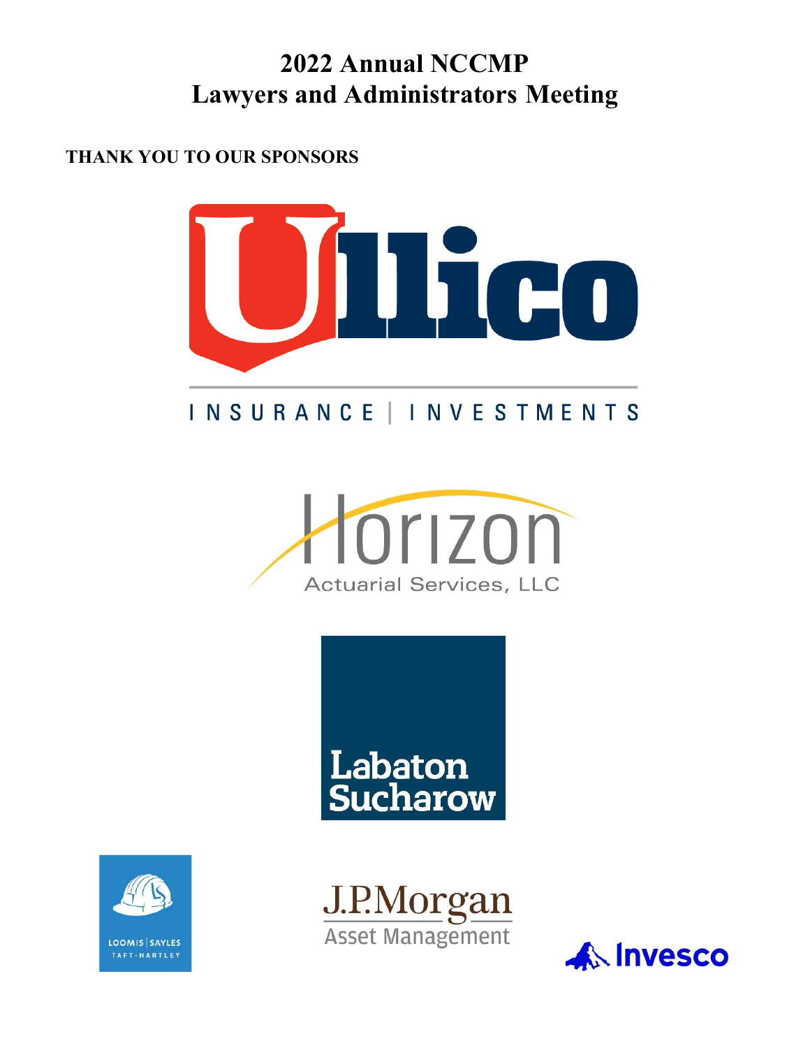# 2022 Annual NCCMP Lawyers and Administrators Meeting

**THANK YOU TO OUR SPONSORS**

Ullico

INSURANCE | INVESTMENTS

Horizon

Actuarial Services, LLC

Labaton Sucharow

LOOMIS | SAYLES

TAFT-HARTLEY

J.P.Morgan

Asset Management

Invesco